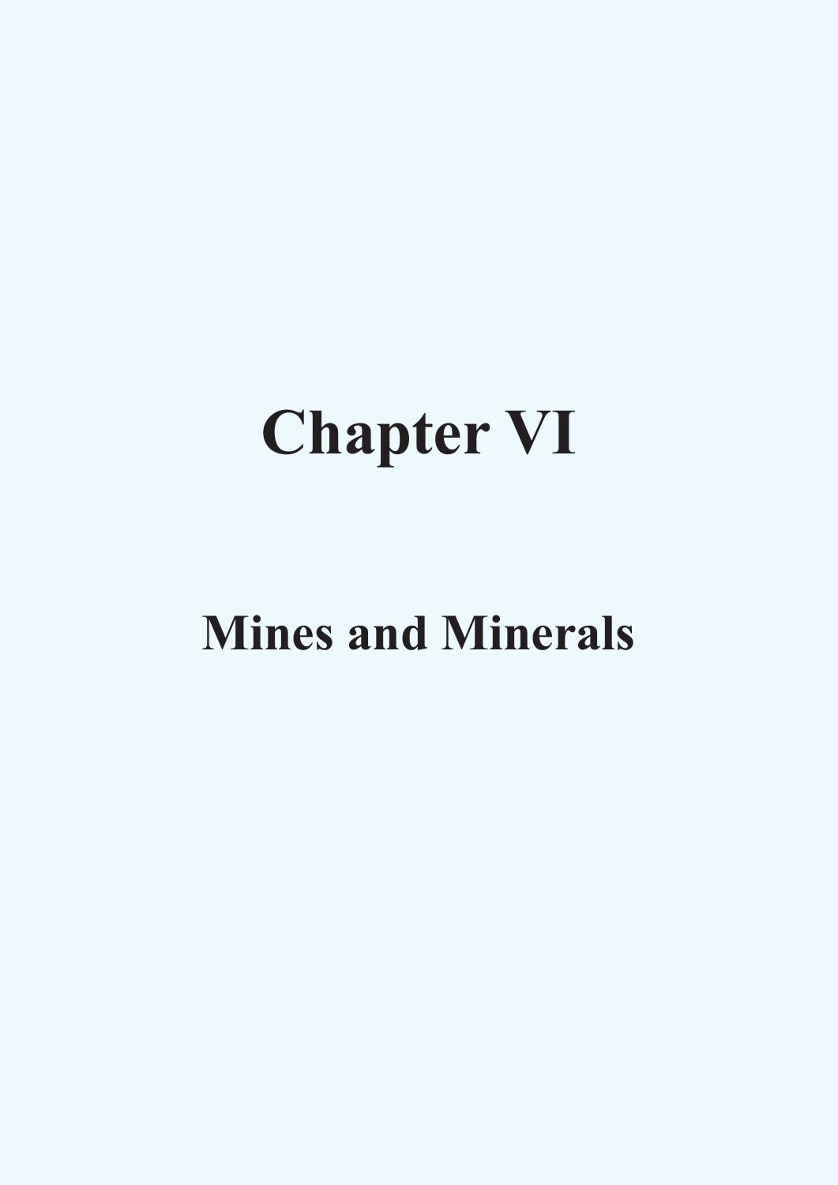# Chapter VI

## Mines and Minerals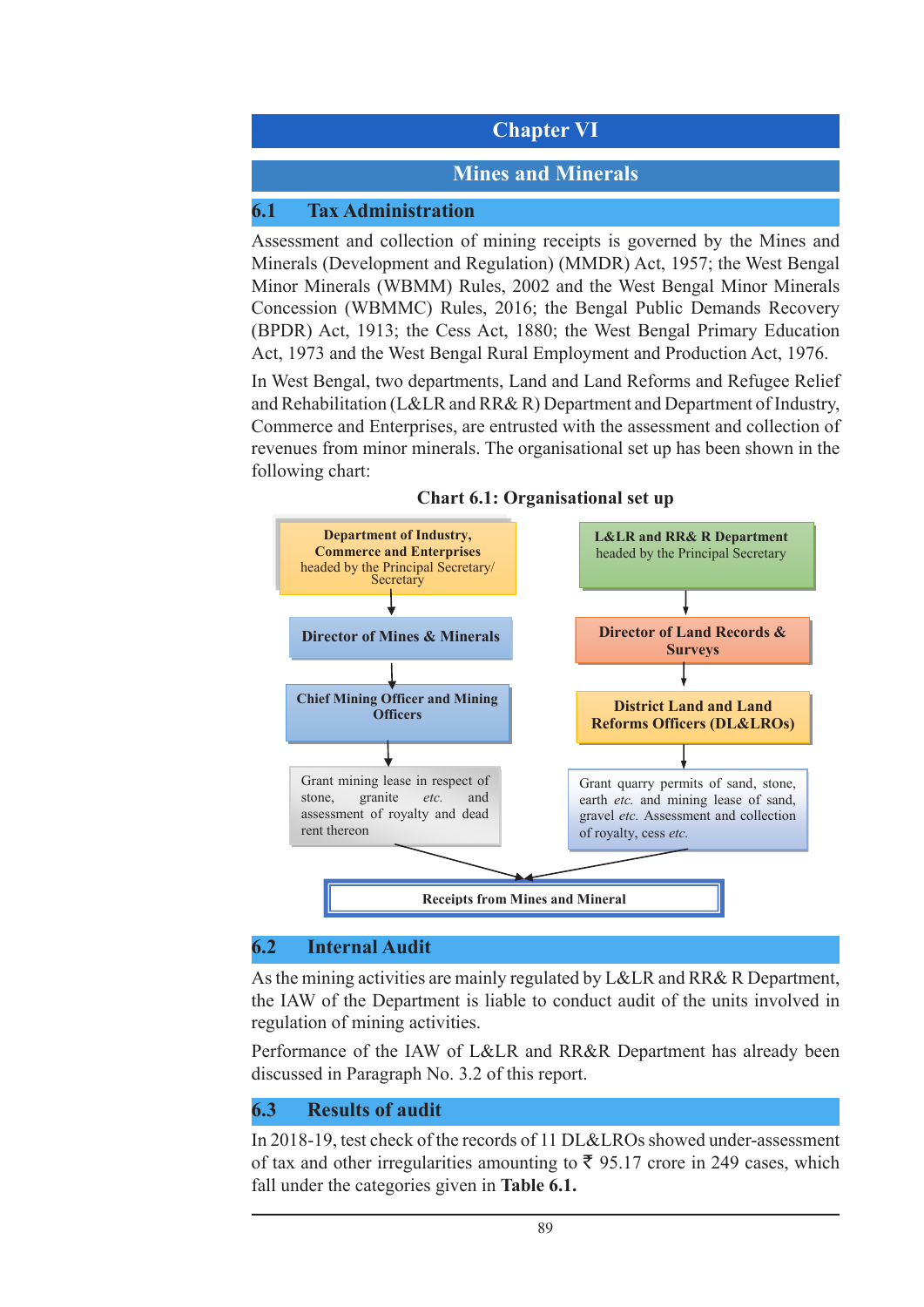# Chapter VI

## Mines and Minerals

### 6.1 Tax Administration

Assessment and collection of mining receipts is governed by the Mines and Minerals (Development and Regulation) (MMDR) Act, 1957; the West Bengal Minor Minerals (WBMM) Rules, 2002 and the West Bengal Minor Minerals Concession (WBMMC) Rules, 2016; the Bengal Public Demands Recovery (BPDR) Act, 1913; the Cess Act, 1880; the West Bengal Primary Education Act, 1973 and the West Bengal Rural Employment and Production Act, 1976.

In West Bengal, two departments, Land and Land Reforms and Refugee Relief and Rehabilitation (L&LR and RR& R) Department and Department of Industry, Commerce and Enterprises, are entrusted with the assessment and collection of revenues from minor minerals. The organisational set up has been shown in the following chart:

**Chart 6.1: Organisational set up**

**Department of Industry, Commerce and Enterprises** headed by the Principal Secretary/ Secretary
↓
**Director of Mines & Minerals**
↓
**Chief Mining Officer and Mining Officers**
↓
Grant mining lease in respect of stone, granite *etc.* and assessment of royalty and dead rent thereon

**L&LR and RR& R Department** headed by the Principal Secretary
↓
**Director of Land Records & Surveys**
↓
**District Land and Land Reforms Officers (DL&LROs)**
↓
Grant quarry permits of sand, stone, earth *etc.* and mining lease of sand, gravel *etc.* Assessment and collection of royalty, cess *etc.*

Both → **Receipts from Mines and Mineral**

### 6.2 Internal Audit

As the mining activities are mainly regulated by L&LR and RR& R Department, the IAW of the Department is liable to conduct audit of the units involved in regulation of mining activities.

Performance of the IAW of L&LR and RR&R Department has already been discussed in Paragraph No. 3.2 of this report.

### 6.3 Results of audit

In 2018-19, test check of the records of 11 DL&LROs showed under-assessment of tax and other irregularities amounting to ₹ 95.17 crore in 249 cases, which fall under the categories given in **Table 6.1.**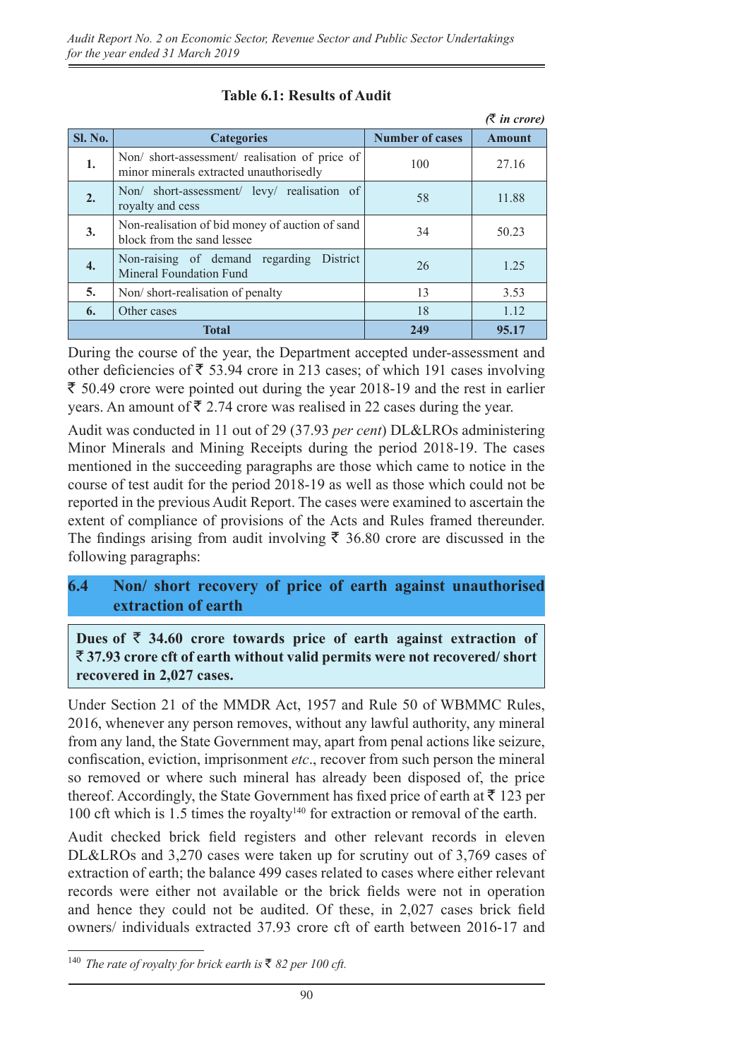**Table 6.1: Results of Audit**

*(₹ in crore)*

| Sl. No. | Categories | Number of cases | Amount |
|---|---|---|---|
| 1. | Non/ short-assessment/ realisation of price of minor minerals extracted unauthorisedly | 100 | 27.16 |
| 2. | Non/ short-assessment/ levy/ realisation of royalty and cess | 58 | 11.88 |
| 3. | Non-realisation of bid money of auction of sand block from the sand lessee | 34 | 50.23 |
| 4. | Non-raising of demand regarding District Mineral Foundation Fund | 26 | 1.25 |
| 5. | Non/ short-realisation of penalty | 13 | 3.53 |
| 6. | Other cases | 18 | 1.12 |
| | **Total** | **249** | **95.17** |

During the course of the year, the Department accepted under-assessment and other deficiencies of ₹ 53.94 crore in 213 cases; of which 191 cases involving ₹ 50.49 crore were pointed out during the year 2018-19 and the rest in earlier years. An amount of ₹ 2.74 crore was realised in 22 cases during the year.

Audit was conducted in 11 out of 29 (37.93 *per cent*) DL&LROs administering Minor Minerals and Mining Receipts during the period 2018-19. The cases mentioned in the succeeding paragraphs are those which came to notice in the course of test audit for the period 2018-19 as well as those which could not be reported in the previous Audit Report. The cases were examined to ascertain the extent of compliance of provisions of the Acts and Rules framed thereunder. The findings arising from audit involving ₹ 36.80 crore are discussed in the following paragraphs:

## 6.4 Non/ short recovery of price of earth against unauthorised extraction of earth

**Dues of ₹ 34.60 crore towards price of earth against extraction of ₹ 37.93 crore cft of earth without valid permits were not recovered/ short recovered in 2,027 cases.**

Under Section 21 of the MMDR Act, 1957 and Rule 50 of WBMMC Rules, 2016, whenever any person removes, without any lawful authority, any mineral from any land, the State Government may, apart from penal actions like seizure, confiscation, eviction, imprisonment *etc*., recover from such person the mineral so removed or where such mineral has already been disposed of, the price thereof. Accordingly, the State Government has fixed price of earth at ₹ 123 per 100 cft which is 1.5 times the royalty[140] for extraction or removal of the earth.

Audit checked brick field registers and other relevant records in eleven DL&LROs and 3,270 cases were taken up for scrutiny out of 3,769 cases of extraction of earth; the balance 499 cases related to cases where either relevant records were either not available or the brick fields were not in operation and hence they could not be audited. Of these, in 2,027 cases brick field owners/ individuals extracted 37.93 crore cft of earth between 2016-17 and

[140] *The rate of royalty for brick earth is ₹ 82 per 100 cft.*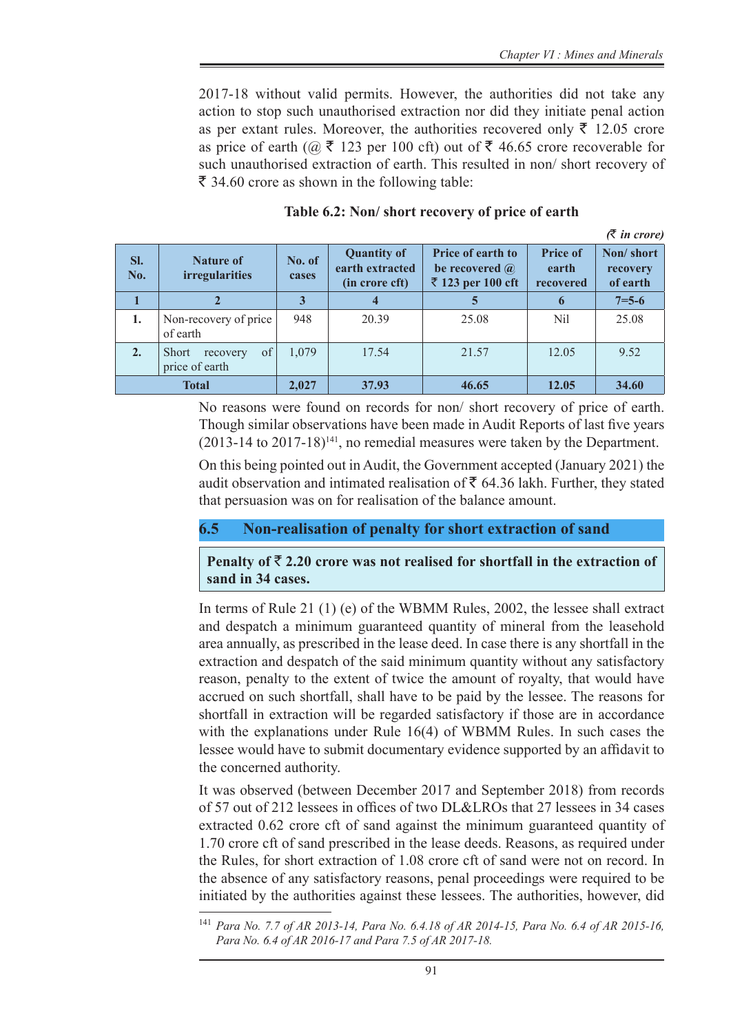2017-18 without valid permits. However, the authorities did not take any action to stop such unauthorised extraction nor did they initiate penal action as per extant rules. Moreover, the authorities recovered only ₹ 12.05 crore as price of earth (@ ₹ 123 per 100 cft) out of ₹ 46.65 crore recoverable for such unauthorised extraction of earth. This resulted in non/ short recovery of ₹ 34.60 crore as shown in the following table:

**Table 6.2: Non/ short recovery of price of earth**

*(₹ in crore)*

| Sl. No. | Nature of irregularities | No. of cases | Quantity of earth extracted (in crore cft) | Price of earth to be recovered @ ₹ 123 per 100 cft | Price of earth recovered | Non/ short recovery of earth |
|---|---|---|---|---|---|---|
| **1** | **2** | **3** | **4** | **5** | **6** | **7=5-6** |
| **1.** | Non-recovery of price of earth | 948 | 20.39 | 25.08 | Nil | 25.08 |
| **2.** | Short recovery of price of earth | 1,079 | 17.54 | 21.57 | 12.05 | 9.52 |
| **Total** | | **2,027** | **37.93** | **46.65** | **12.05** | **34.60** |

No reasons were found on records for non/ short recovery of price of earth. Though similar observations have been made in Audit Reports of last five years (2013-14 to 2017-18)[141], no remedial measures were taken by the Department.

On this being pointed out in Audit, the Government accepted (January 2021) the audit observation and intimated realisation of ₹ 64.36 lakh. Further, they stated that persuasion was on for realisation of the balance amount.

## 6.5 Non-realisation of penalty for short extraction of sand

**Penalty of ₹ 2.20 crore was not realised for shortfall in the extraction of sand in 34 cases.**

In terms of Rule 21 (1) (e) of the WBMM Rules, 2002, the lessee shall extract and despatch a minimum guaranteed quantity of mineral from the leasehold area annually, as prescribed in the lease deed. In case there is any shortfall in the extraction and despatch of the said minimum quantity without any satisfactory reason, penalty to the extent of twice the amount of royalty, that would have accrued on such shortfall, shall have to be paid by the lessee. The reasons for shortfall in extraction will be regarded satisfactory if those are in accordance with the explanations under Rule 16(4) of WBMM Rules. In such cases the lessee would have to submit documentary evidence supported by an affidavit to the concerned authority.

It was observed (between December 2017 and September 2018) from records of 57 out of 212 lessees in offices of two DL&LROs that 27 lessees in 34 cases extracted 0.62 crore cft of sand against the minimum guaranteed quantity of 1.70 crore cft of sand prescribed in the lease deeds. Reasons, as required under the Rules, for short extraction of 1.08 crore cft of sand were not on record. In the absence of any satisfactory reasons, penal proceedings were required to be initiated by the authorities against these lessees. The authorities, however, did

[141] *Para No. 7.7 of AR 2013-14, Para No. 6.4.18 of AR 2014-15, Para No. 6.4 of AR 2015-16, Para No. 6.4 of AR 2016-17 and Para 7.5 of AR 2017-18.*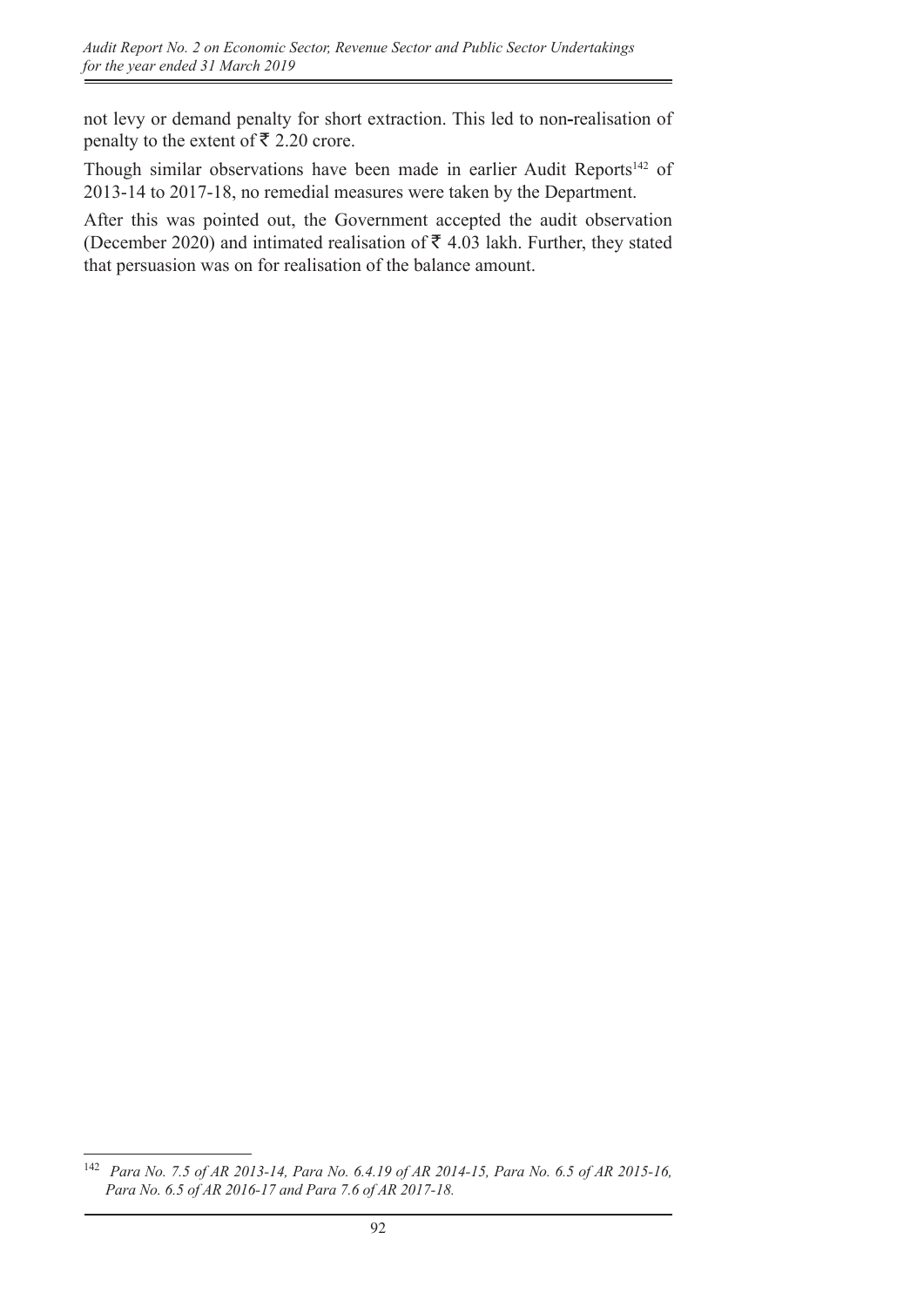not levy or demand penalty for short extraction. This led to non-realisation of penalty to the extent of ₹ 2.20 crore.

Though similar observations have been made in earlier Audit Reports[142] of 2013-14 to 2017-18, no remedial measures were taken by the Department.

After this was pointed out, the Government accepted the audit observation (December 2020) and intimated realisation of ₹ 4.03 lakh. Further, they stated that persuasion was on for realisation of the balance amount.

[142] *Para No. 7.5 of AR 2013-14, Para No. 6.4.19 of AR 2014-15, Para No. 6.5 of AR 2015-16, Para No. 6.5 of AR 2016-17 and Para 7.6 of AR 2017-18.*